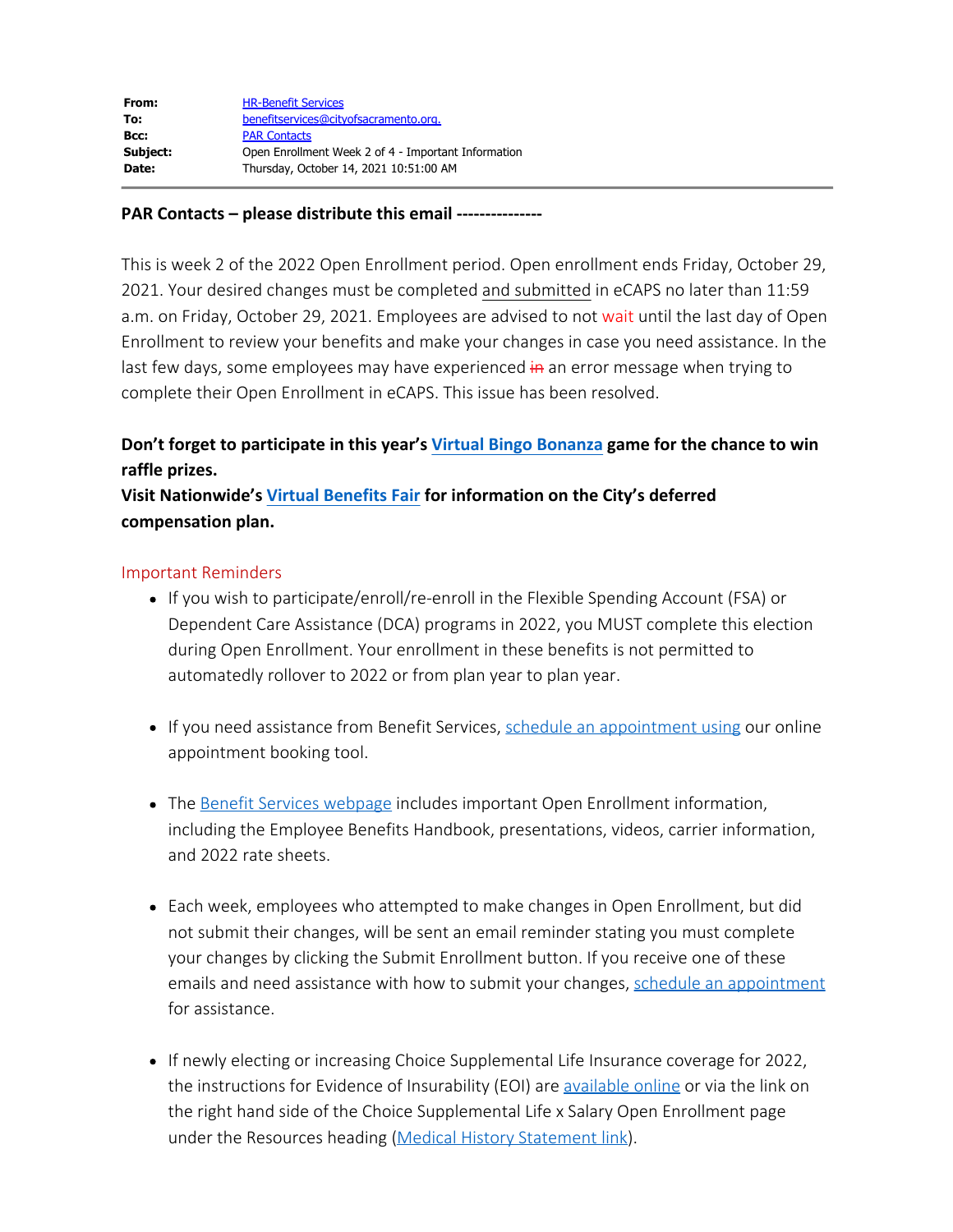**From:** HR-Benefit Services
**To:** benefitservices@cityofsacramento.org.
**Bcc:** PAR Contacts
**Subject:** Open Enrollment Week 2 of 4 - Important Information
**Date:** Thursday, October 14, 2021 10:51:00 AM

---

**PAR Contacts – please distribute this email ---------------**

This is week 2 of the 2022 Open Enrollment period. Open enrollment ends Friday, October 29, 2021. Your desired changes must be completed and submitted in eCAPS no later than 11:59 a.m. on Friday, October 29, 2021. Employees are advised to not wait until the last day of Open Enrollment to review your benefits and make your changes in case you need assistance. In the last few days, some employees may have experienced ~~in~~ an error message when trying to complete their Open Enrollment in eCAPS. This issue has been resolved.

**Don't forget to participate in this year's Virtual Bingo Bonanza game for the chance to win raffle prizes.**
**Visit Nationwide's Virtual Benefits Fair for information on the City's deferred compensation plan.**

Important Reminders

- If you wish to participate/enroll/re-enroll in the Flexible Spending Account (FSA) or Dependent Care Assistance (DCA) programs in 2022, you MUST complete this election during Open Enrollment. Your enrollment in these benefits is not permitted to automatedly rollover to 2022 or from plan year to plan year.

- If you need assistance from Benefit Services, schedule an appointment using our online appointment booking tool.

- The Benefit Services webpage includes important Open Enrollment information, including the Employee Benefits Handbook, presentations, videos, carrier information, and 2022 rate sheets.

- Each week, employees who attempted to make changes in Open Enrollment, but did not submit their changes, will be sent an email reminder stating you must complete your changes by clicking the Submit Enrollment button. If you receive one of these emails and need assistance with how to submit your changes, schedule an appointment for assistance.

- If newly electing or increasing Choice Supplemental Life Insurance coverage for 2022, the instructions for Evidence of Insurability (EOI) are available online or via the link on the right hand side of the Choice Supplemental Life x Salary Open Enrollment page under the Resources heading (Medical History Statement link).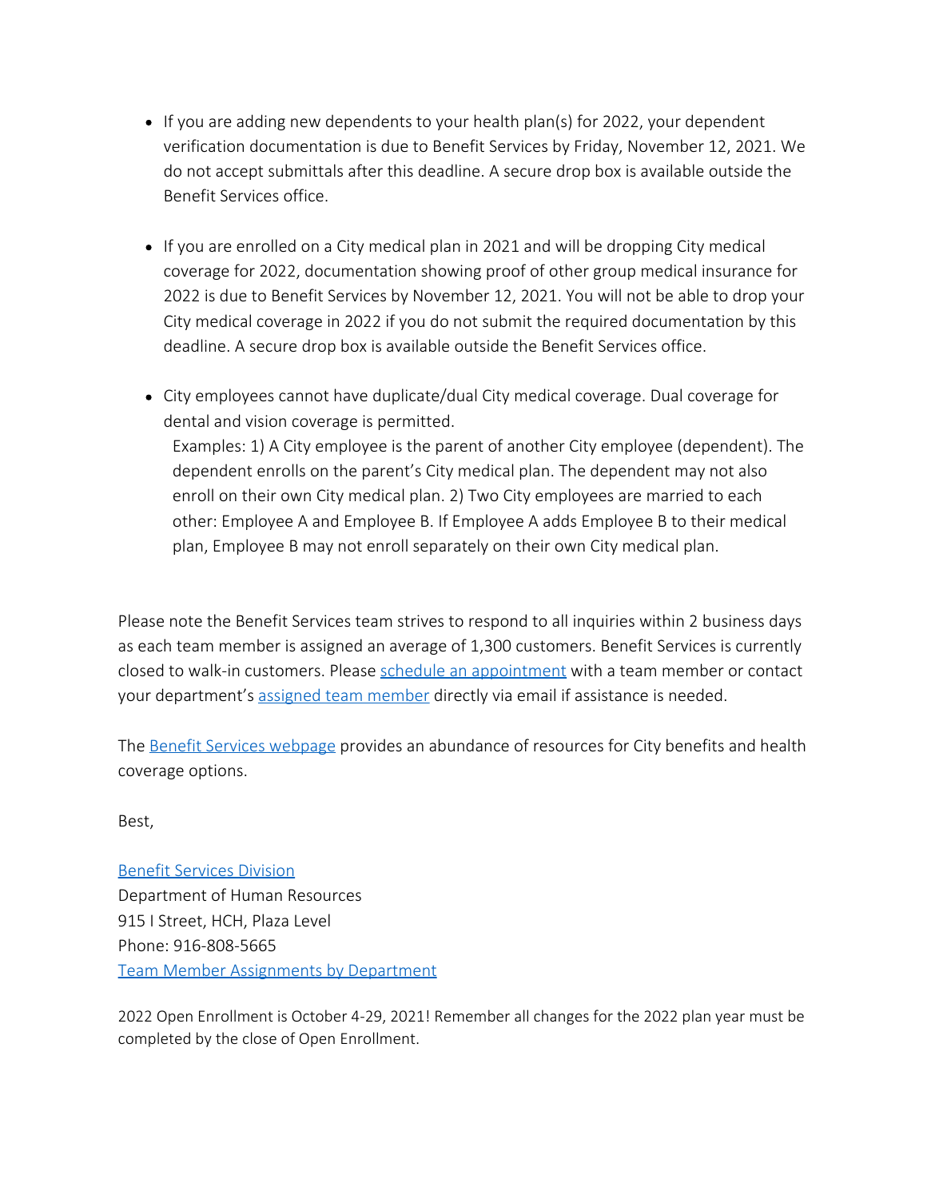- If you are adding new dependents to your health plan(s) for 2022, your dependent verification documentation is due to Benefit Services by Friday, November 12, 2021. We do not accept submittals after this deadline. A secure drop box is available outside the Benefit Services office.

- If you are enrolled on a City medical plan in 2021 and will be dropping City medical coverage for 2022, documentation showing proof of other group medical insurance for 2022 is due to Benefit Services by November 12, 2021. You will not be able to drop your City medical coverage in 2022 if you do not submit the required documentation by this deadline. A secure drop box is available outside the Benefit Services office.

- City employees cannot have duplicate/dual City medical coverage. Dual coverage for dental and vision coverage is permitted.
  Examples: 1) A City employee is the parent of another City employee (dependent). The dependent enrolls on the parent's City medical plan. The dependent may not also enroll on their own City medical plan. 2) Two City employees are married to each other: Employee A and Employee B. If Employee A adds Employee B to their medical plan, Employee B may not enroll separately on their own City medical plan.

Please note the Benefit Services team strives to respond to all inquiries within 2 business days as each team member is assigned an average of 1,300 customers. Benefit Services is currently closed to walk-in customers. Please schedule an appointment with a team member or contact your department's assigned team member directly via email if assistance is needed.

The Benefit Services webpage provides an abundance of resources for City benefits and health coverage options.

Best,

Benefit Services Division
Department of Human Resources
915 I Street, HCH, Plaza Level
Phone: 916-808-5665
Team Member Assignments by Department

2022 Open Enrollment is October 4-29, 2021! Remember all changes for the 2022 plan year must be completed by the close of Open Enrollment.